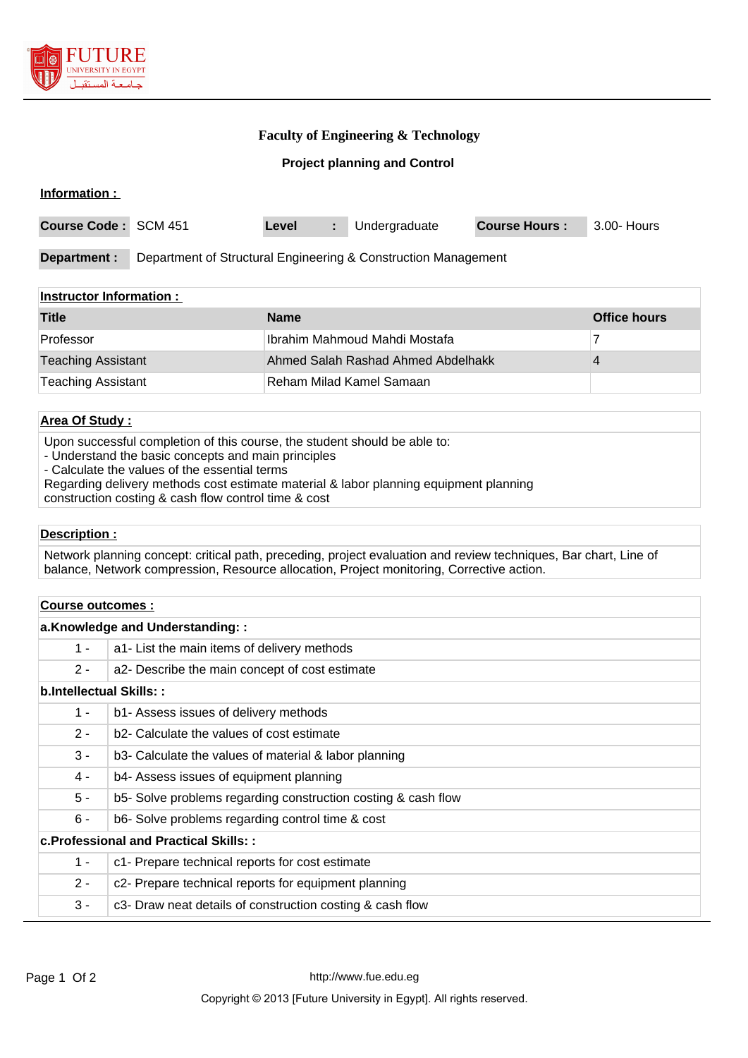# Faculty of Engineering & Technology

## Project planning and Control

**Information :**

| **Course Code :** | SCM 451 | **Level** | **:** | Undergraduate | **Course Hours :** | 3.00- Hours |
|---|---|---|---|---|---|---|

**Department :** Department of Structural Engineering & Construction Management

**Instructor Information :**

| Title | Name | Office hours |
|---|---|---|
| Professor | Ibrahim Mahmoud Mahdi Mostafa | 7 |
| Teaching Assistant | Ahmed Salah Rashad Ahmed Abdelhakk | 4 |
| Teaching Assistant | Reham Milad Kamel Samaan | |

**Area Of Study :**

Upon successful completion of this course, the student should be able to:
- Understand the basic concepts and main principles
- Calculate the values of the essential terms

Regarding delivery methods cost estimate material & labor planning equipment planning construction costing & cash flow control time & cost

**Description :**

Network planning concept: critical path, preceding, project evaluation and review techniques, Bar chart, Line of balance, Network compression, Resource allocation, Project monitoring, Corrective action.

**Course outcomes :**

**a.Knowledge and Understanding: :**

| | |
|---|---|
| 1 - | a1- List the main items of delivery methods |
| 2 - | a2- Describe the main concept of cost estimate |

**b.Intellectual Skills: :**

| | |
|---|---|
| 1 - | b1- Assess issues of delivery methods |
| 2 - | b2- Calculate the values of cost estimate |
| 3 - | b3- Calculate the values of material & labor planning |
| 4 - | b4- Assess issues of equipment planning |
| 5 - | b5- Solve problems regarding construction costing & cash flow |
| 6 - | b6- Solve problems regarding control time & cost |

**c.Professional and Practical Skills: :**

| | |
|---|---|
| 1 - | c1- Prepare technical reports for cost estimate |
| 2 - | c2- Prepare technical reports for equipment planning |
| 3 - | c3- Draw neat details of construction costing & cash flow |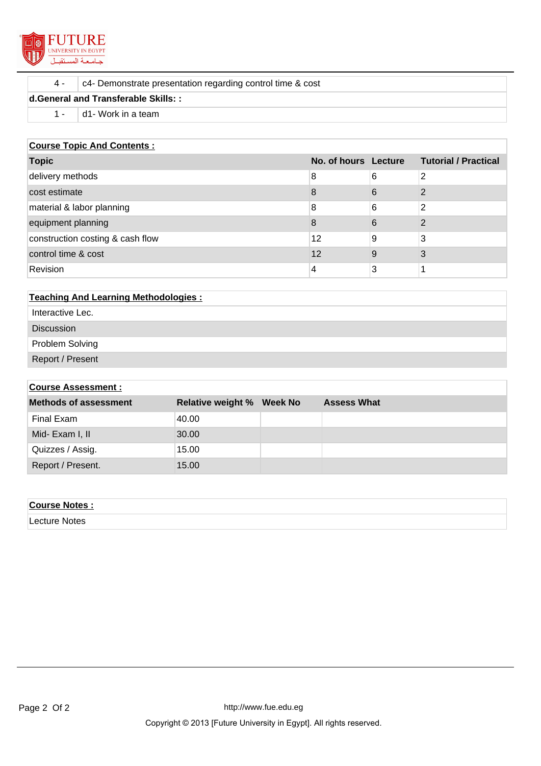| | |
|---|---|
| 4 - | c4- Demonstrate presentation regarding control time & cost |
| **d.General and Transferable Skills: :** | |
| 1 - | d1- Work in a team |

**Course Topic And Contents :**

| Topic | No. of hours | Lecture | Tutorial / Practical |
|---|---|---|---|
| delivery methods | 8 | 6 | 2 |
| cost estimate | 8 | 6 | 2 |
| material & labor planning | 8 | 6 | 2 |
| equipment planning | 8 | 6 | 2 |
| construction costing & cash flow | 12 | 9 | 3 |
| control time & cost | 12 | 9 | 3 |
| Revision | 4 | 3 | 1 |

**Teaching And Learning Methodologies :**

- Interactive Lec.
- Discussion
- Problem Solving
- Report / Present

**Course Assessment :**

| Methods of assessment | Relative weight % | Week No | Assess What |
|---|---|---|---|
| Final Exam | 40.00 | | |
| Mid- Exam I, II | 30.00 | | |
| Quizzes / Assig. | 15.00 | | |
| Report / Present. | 15.00 | | |

**Course Notes :**

Lecture Notes